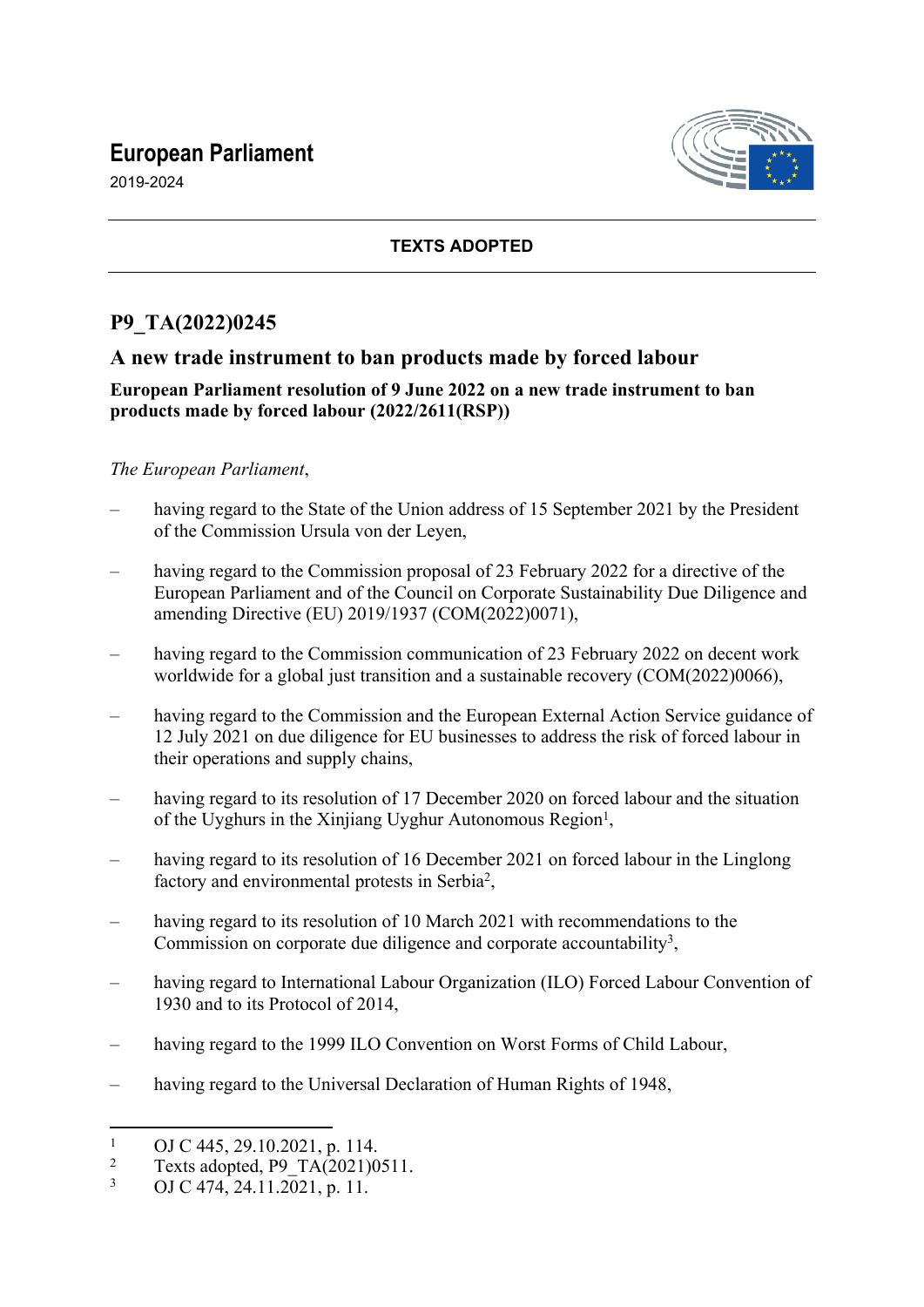# European Parliament

2019-2024

**TEXTS ADOPTED**

## P9_TA(2022)0245

## A new trade instrument to ban products made by forced labour

**European Parliament resolution of 9 June 2022 on a new trade instrument to ban products made by forced labour (2022/2611(RSP))**

*The European Parliament*,

– having regard to the State of the Union address of 15 September 2021 by the President of the Commission Ursula von der Leyen,

– having regard to the Commission proposal of 23 February 2022 for a directive of the European Parliament and of the Council on Corporate Sustainability Due Diligence and amending Directive (EU) 2019/1937 (COM(2022)0071),

– having regard to the Commission communication of 23 February 2022 on decent work worldwide for a global just transition and a sustainable recovery (COM(2022)0066),

– having regard to the Commission and the European External Action Service guidance of 12 July 2021 on due diligence for EU businesses to address the risk of forced labour in their operations and supply chains,

– having regard to its resolution of 17 December 2020 on forced labour and the situation of the Uyghurs in the Xinjiang Uyghur Autonomous Region[1],

– having regard to its resolution of 16 December 2021 on forced labour in the Linglong factory and environmental protests in Serbia[2],

– having regard to its resolution of 10 March 2021 with recommendations to the Commission on corporate due diligence and corporate accountability[3],

– having regard to International Labour Organization (ILO) Forced Labour Convention of 1930 and to its Protocol of 2014,

– having regard to the 1999 ILO Convention on Worst Forms of Child Labour,

– having regard to the Universal Declaration of Human Rights of 1948,

---

[1] OJ C 445, 29.10.2021, p. 114.
[2] Texts adopted, P9_TA(2021)0511.
[3] OJ C 474, 24.11.2021, p. 11.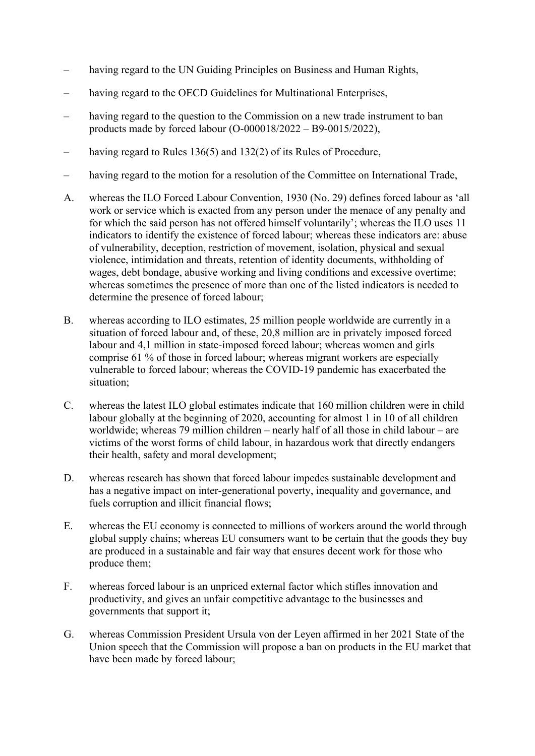– having regard to the UN Guiding Principles on Business and Human Rights,

– having regard to the OECD Guidelines for Multinational Enterprises,

– having regard to the question to the Commission on a new trade instrument to ban products made by forced labour (O-000018/2022 – B9-0015/2022),

– having regard to Rules 136(5) and 132(2) of its Rules of Procedure,

– having regard to the motion for a resolution of the Committee on International Trade,

A. whereas the ILO Forced Labour Convention, 1930 (No. 29) defines forced labour as 'all work or service which is exacted from any person under the menace of any penalty and for which the said person has not offered himself voluntarily'; whereas the ILO uses 11 indicators to identify the existence of forced labour; whereas these indicators are: abuse of vulnerability, deception, restriction of movement, isolation, physical and sexual violence, intimidation and threats, retention of identity documents, withholding of wages, debt bondage, abusive working and living conditions and excessive overtime; whereas sometimes the presence of more than one of the listed indicators is needed to determine the presence of forced labour;

B. whereas according to ILO estimates, 25 million people worldwide are currently in a situation of forced labour and, of these, 20,8 million are in privately imposed forced labour and 4,1 million in state-imposed forced labour; whereas women and girls comprise 61 % of those in forced labour; whereas migrant workers are especially vulnerable to forced labour; whereas the COVID-19 pandemic has exacerbated the situation;

C. whereas the latest ILO global estimates indicate that 160 million children were in child labour globally at the beginning of 2020, accounting for almost 1 in 10 of all children worldwide; whereas 79 million children – nearly half of all those in child labour – are victims of the worst forms of child labour, in hazardous work that directly endangers their health, safety and moral development;

D. whereas research has shown that forced labour impedes sustainable development and has a negative impact on inter-generational poverty, inequality and governance, and fuels corruption and illicit financial flows;

E. whereas the EU economy is connected to millions of workers around the world through global supply chains; whereas EU consumers want to be certain that the goods they buy are produced in a sustainable and fair way that ensures decent work for those who produce them;

F. whereas forced labour is an unpriced external factor which stifles innovation and productivity, and gives an unfair competitive advantage to the businesses and governments that support it;

G. whereas Commission President Ursula von der Leyen affirmed in her 2021 State of the Union speech that the Commission will propose a ban on products in the EU market that have been made by forced labour;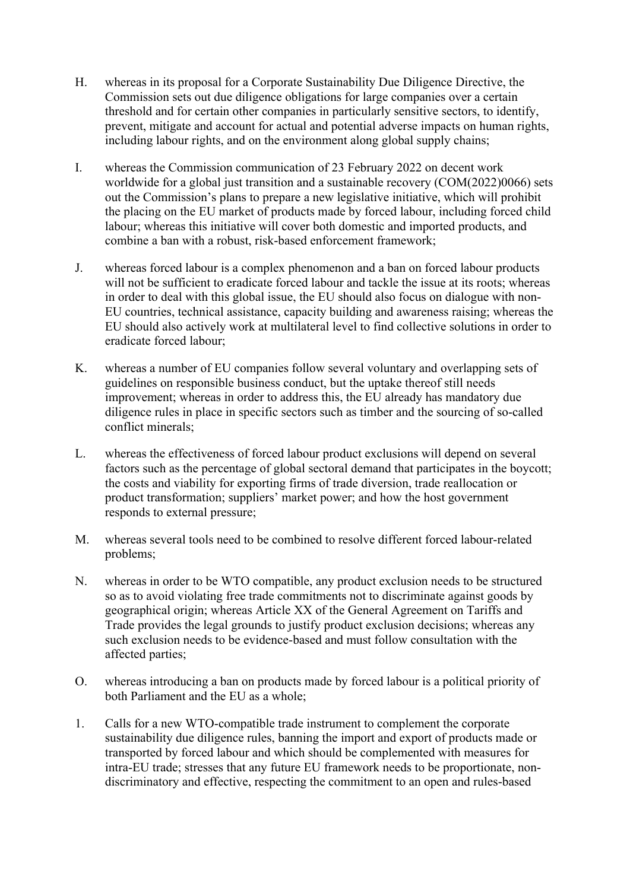H. whereas in its proposal for a Corporate Sustainability Due Diligence Directive, the Commission sets out due diligence obligations for large companies over a certain threshold and for certain other companies in particularly sensitive sectors, to identify, prevent, mitigate and account for actual and potential adverse impacts on human rights, including labour rights, and on the environment along global supply chains;

I. whereas the Commission communication of 23 February 2022 on decent work worldwide for a global just transition and a sustainable recovery (COM(2022)0066) sets out the Commission's plans to prepare a new legislative initiative, which will prohibit the placing on the EU market of products made by forced labour, including forced child labour; whereas this initiative will cover both domestic and imported products, and combine a ban with a robust, risk-based enforcement framework;

J. whereas forced labour is a complex phenomenon and a ban on forced labour products will not be sufficient to eradicate forced labour and tackle the issue at its roots; whereas in order to deal with this global issue, the EU should also focus on dialogue with non-EU countries, technical assistance, capacity building and awareness raising; whereas the EU should also actively work at multilateral level to find collective solutions in order to eradicate forced labour;

K. whereas a number of EU companies follow several voluntary and overlapping sets of guidelines on responsible business conduct, but the uptake thereof still needs improvement; whereas in order to address this, the EU already has mandatory due diligence rules in place in specific sectors such as timber and the sourcing of so-called conflict minerals;

L. whereas the effectiveness of forced labour product exclusions will depend on several factors such as the percentage of global sectoral demand that participates in the boycott; the costs and viability for exporting firms of trade diversion, trade reallocation or product transformation; suppliers' market power; and how the host government responds to external pressure;

M. whereas several tools need to be combined to resolve different forced labour-related problems;

N. whereas in order to be WTO compatible, any product exclusion needs to be structured so as to avoid violating free trade commitments not to discriminate against goods by geographical origin; whereas Article XX of the General Agreement on Tariffs and Trade provides the legal grounds to justify product exclusion decisions; whereas any such exclusion needs to be evidence-based and must follow consultation with the affected parties;

O. whereas introducing a ban on products made by forced labour is a political priority of both Parliament and the EU as a whole;

1. Calls for a new WTO-compatible trade instrument to complement the corporate sustainability due diligence rules, banning the import and export of products made or transported by forced labour and which should be complemented with measures for intra-EU trade; stresses that any future EU framework needs to be proportionate, non-discriminatory and effective, respecting the commitment to an open and rules-based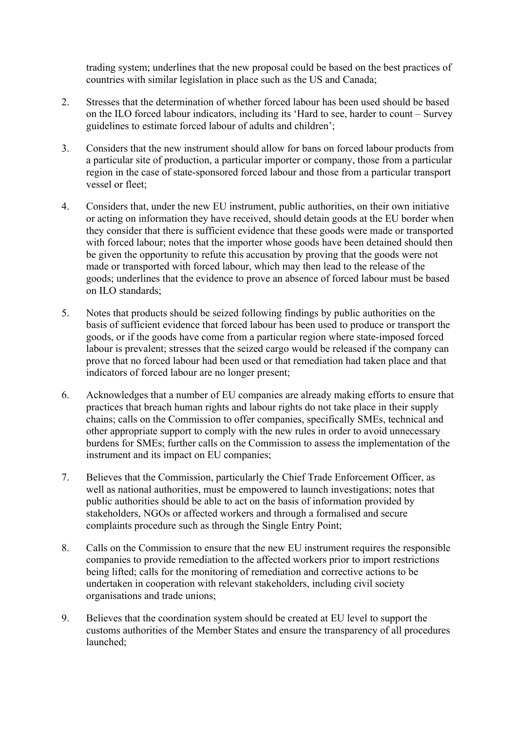trading system; underlines that the new proposal could be based on the best practices of countries with similar legislation in place such as the US and Canada;

2. Stresses that the determination of whether forced labour has been used should be based on the ILO forced labour indicators, including its 'Hard to see, harder to count – Survey guidelines to estimate forced labour of adults and children';

3. Considers that the new instrument should allow for bans on forced labour products from a particular site of production, a particular importer or company, those from a particular region in the case of state-sponsored forced labour and those from a particular transport vessel or fleet;

4. Considers that, under the new EU instrument, public authorities, on their own initiative or acting on information they have received, should detain goods at the EU border when they consider that there is sufficient evidence that these goods were made or transported with forced labour; notes that the importer whose goods have been detained should then be given the opportunity to refute this accusation by proving that the goods were not made or transported with forced labour, which may then lead to the release of the goods; underlines that the evidence to prove an absence of forced labour must be based on ILO standards;

5. Notes that products should be seized following findings by public authorities on the basis of sufficient evidence that forced labour has been used to produce or transport the goods, or if the goods have come from a particular region where state-imposed forced labour is prevalent; stresses that the seized cargo would be released if the company can prove that no forced labour had been used or that remediation had taken place and that indicators of forced labour are no longer present;

6. Acknowledges that a number of EU companies are already making efforts to ensure that practices that breach human rights and labour rights do not take place in their supply chains; calls on the Commission to offer companies, specifically SMEs, technical and other appropriate support to comply with the new rules in order to avoid unnecessary burdens for SMEs; further calls on the Commission to assess the implementation of the instrument and its impact on EU companies;

7. Believes that the Commission, particularly the Chief Trade Enforcement Officer, as well as national authorities, must be empowered to launch investigations; notes that public authorities should be able to act on the basis of information provided by stakeholders, NGOs or affected workers and through a formalised and secure complaints procedure such as through the Single Entry Point;

8. Calls on the Commission to ensure that the new EU instrument requires the responsible companies to provide remediation to the affected workers prior to import restrictions being lifted; calls for the monitoring of remediation and corrective actions to be undertaken in cooperation with relevant stakeholders, including civil society organisations and trade unions;

9. Believes that the coordination system should be created at EU level to support the customs authorities of the Member States and ensure the transparency of all procedures launched;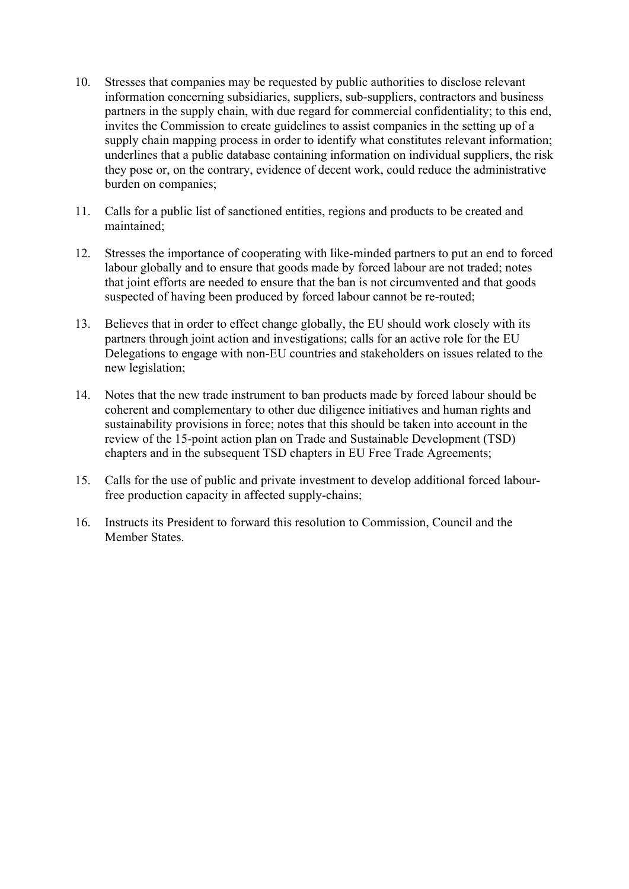10. Stresses that companies may be requested by public authorities to disclose relevant information concerning subsidiaries, suppliers, sub-suppliers, contractors and business partners in the supply chain, with due regard for commercial confidentiality; to this end, invites the Commission to create guidelines to assist companies in the setting up of a supply chain mapping process in order to identify what constitutes relevant information; underlines that a public database containing information on individual suppliers, the risk they pose or, on the contrary, evidence of decent work, could reduce the administrative burden on companies;

11. Calls for a public list of sanctioned entities, regions and products to be created and maintained;

12. Stresses the importance of cooperating with like-minded partners to put an end to forced labour globally and to ensure that goods made by forced labour are not traded; notes that joint efforts are needed to ensure that the ban is not circumvented and that goods suspected of having been produced by forced labour cannot be re-routed;

13. Believes that in order to effect change globally, the EU should work closely with its partners through joint action and investigations; calls for an active role for the EU Delegations to engage with non-EU countries and stakeholders on issues related to the new legislation;

14. Notes that the new trade instrument to ban products made by forced labour should be coherent and complementary to other due diligence initiatives and human rights and sustainability provisions in force; notes that this should be taken into account in the review of the 15-point action plan on Trade and Sustainable Development (TSD) chapters and in the subsequent TSD chapters in EU Free Trade Agreements;

15. Calls for the use of public and private investment to develop additional forced labour-free production capacity in affected supply-chains;

16. Instructs its President to forward this resolution to Commission, Council and the Member States.